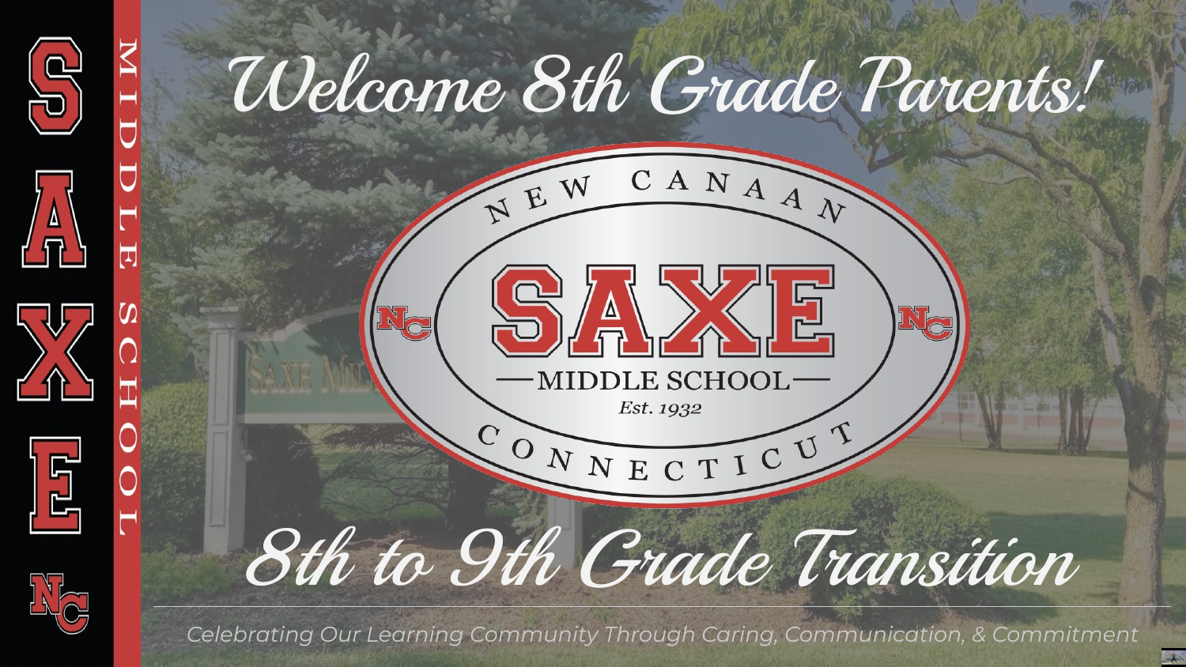# Welcome 8th Grade Parents!

NEW CANAAN

SAXE

MIDDLE SCHOOL

Est. 1932

CONNECTICUT

## 8th to 9th Grade Transition

*Celebrating Our Learning Community Through Caring, Communication, & Commitment*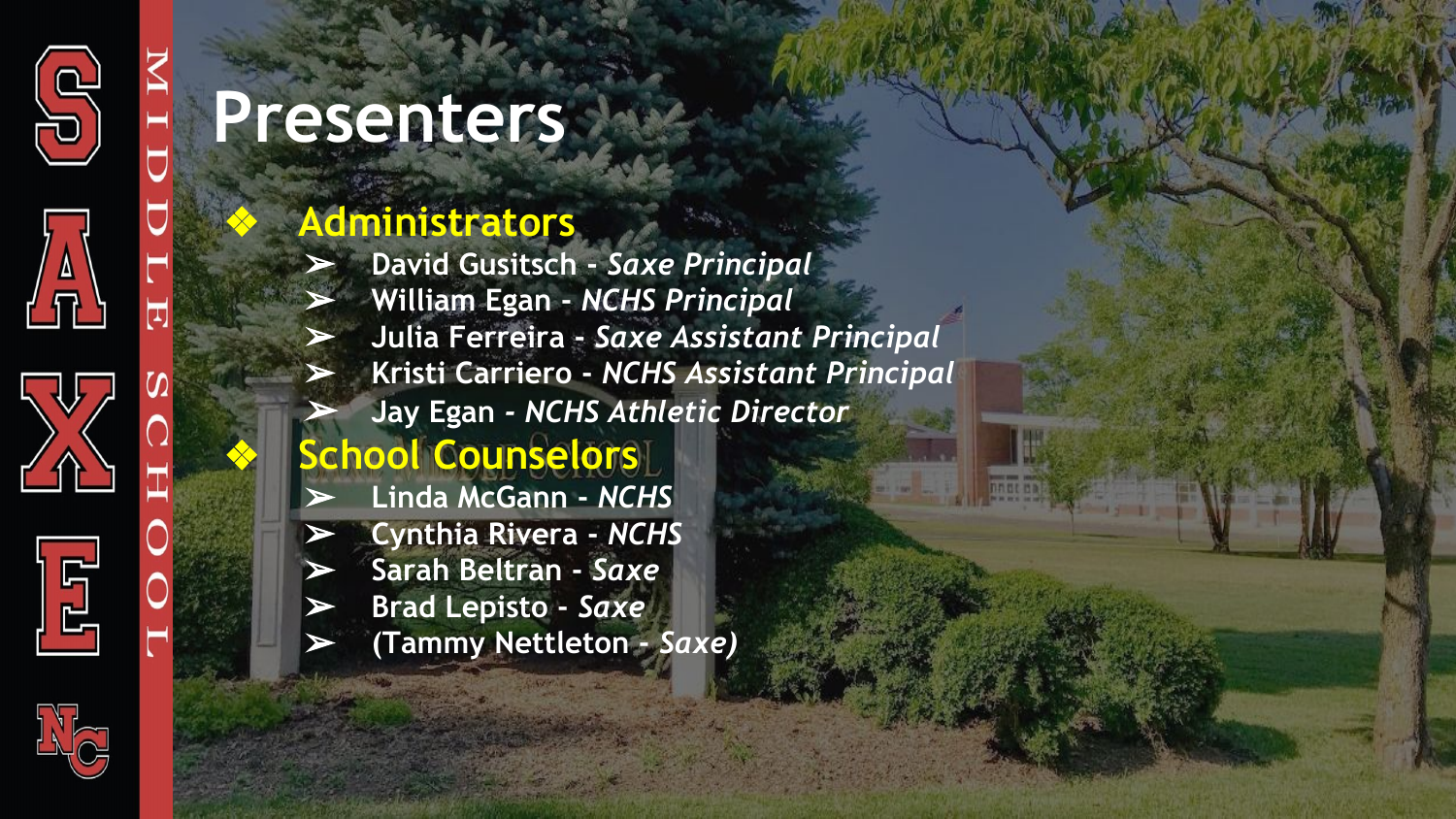# Presenters

- **Administrators**
  - David Gusitsch - *Saxe Principal*
  - William Egan - *NCHS Principal*
  - Julia Ferreira - *Saxe Assistant Principal*
  - Kristi Carriero - *NCHS Assistant Principal*
  - Jay Egan - *NCHS Athletic Director*
- **School Counselors**
  - Linda McGann - *NCHS*
  - Cynthia Rivera - *NCHS*
  - Sarah Beltran - *Saxe*
  - Brad Lepisto - *Saxe*
  - (Tammy Nettleton - *Saxe*)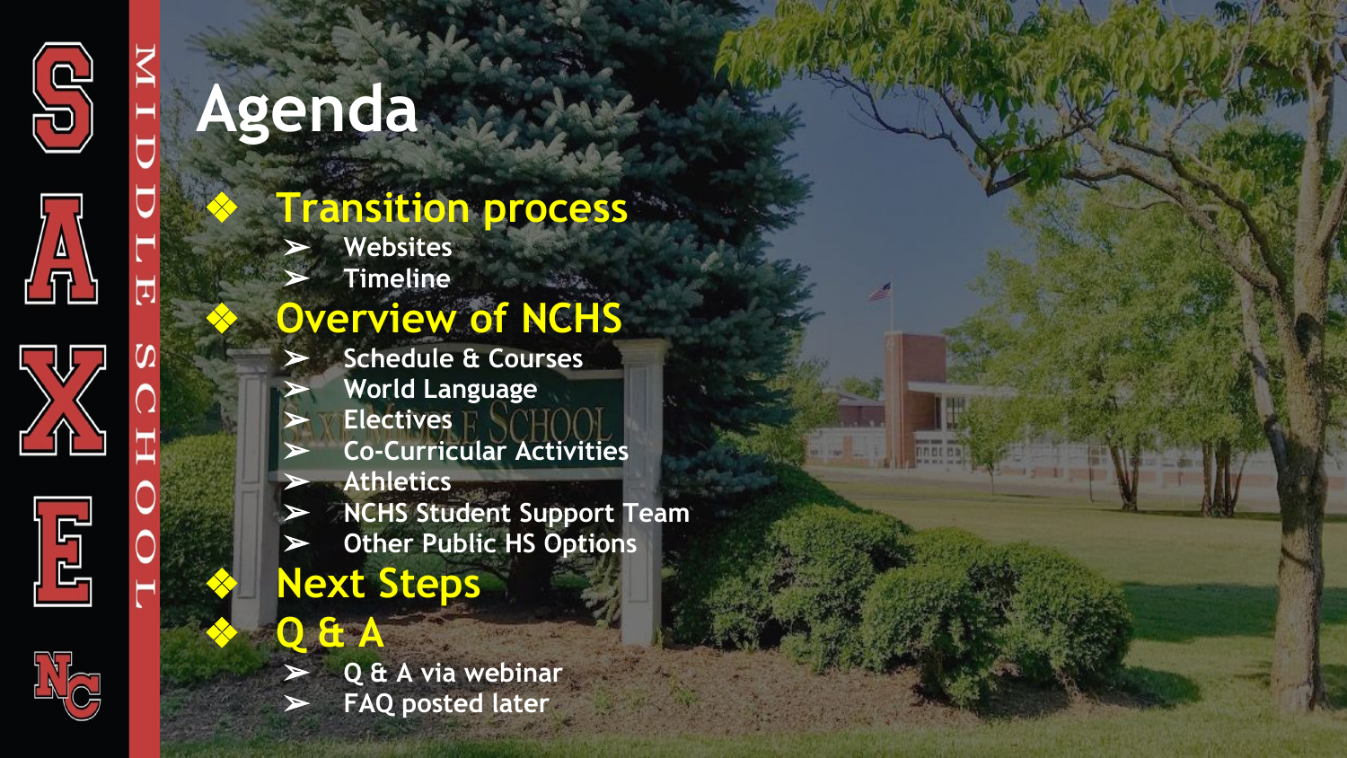# Agenda

- **Transition process**
  - Websites
  - Timeline
- **Overview of NCHS**
  - Schedule & Courses
  - World Language
  - Electives
  - Co-Curricular Activities
  - Athletics
  - NCHS Student Support Team
  - Other Public HS Options
- **Next Steps**
- **Q & A**
  - Q & A via webinar
  - FAQ posted later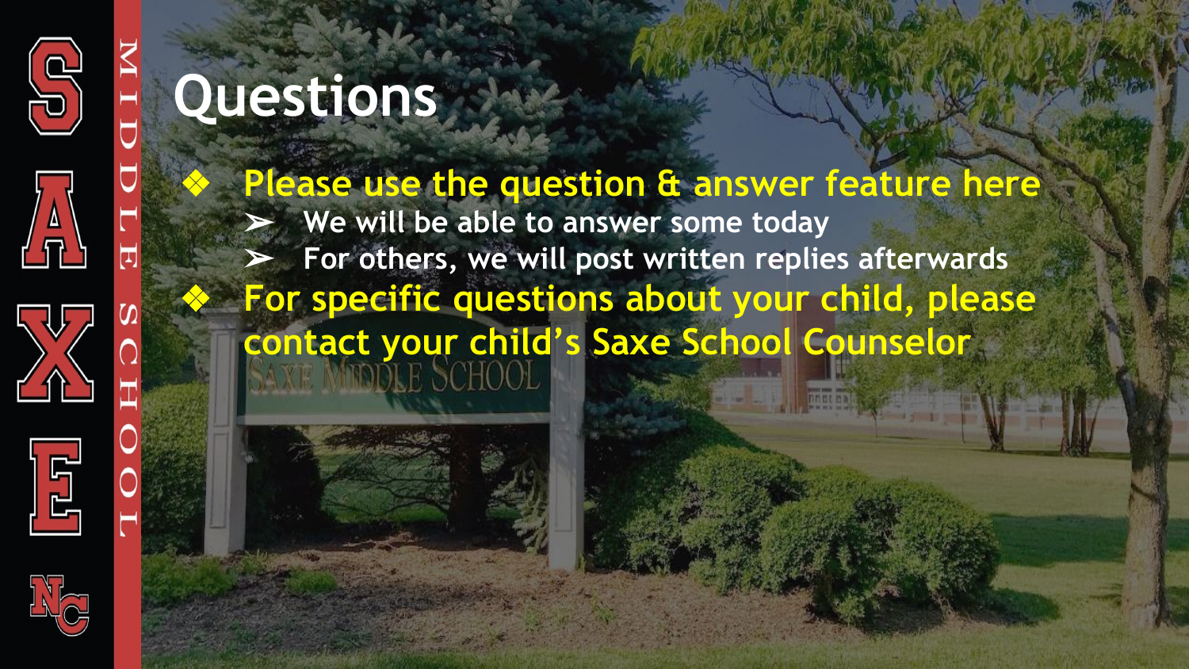# Questions

- Please use the question & answer feature here
  - We will be able to answer some today
  - For others, we will post written replies afterwards
- For specific questions about your child, please contact your child's Saxe School Counselor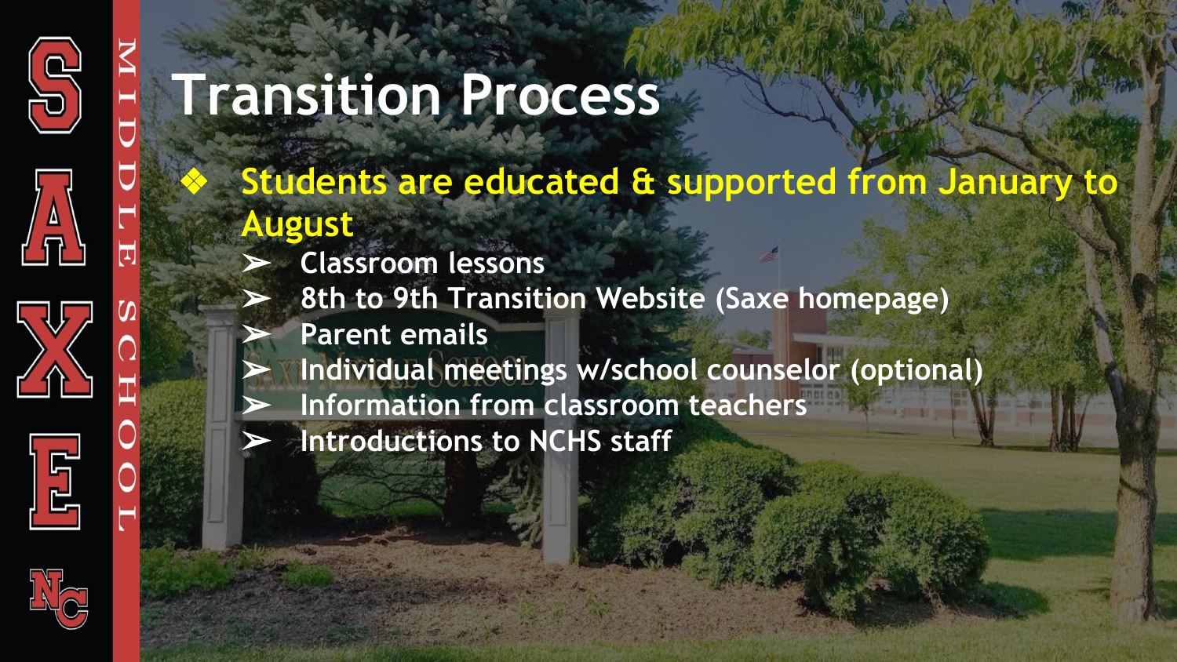# Transition Process

- **Students are educated & supported from January to August**
  - Classroom lessons
  - 8th to 9th Transition Website (Saxe homepage)
  - Parent emails
  - Individual meetings w/school counselor (optional)
  - Information from classroom teachers
  - Introductions to NCHS staff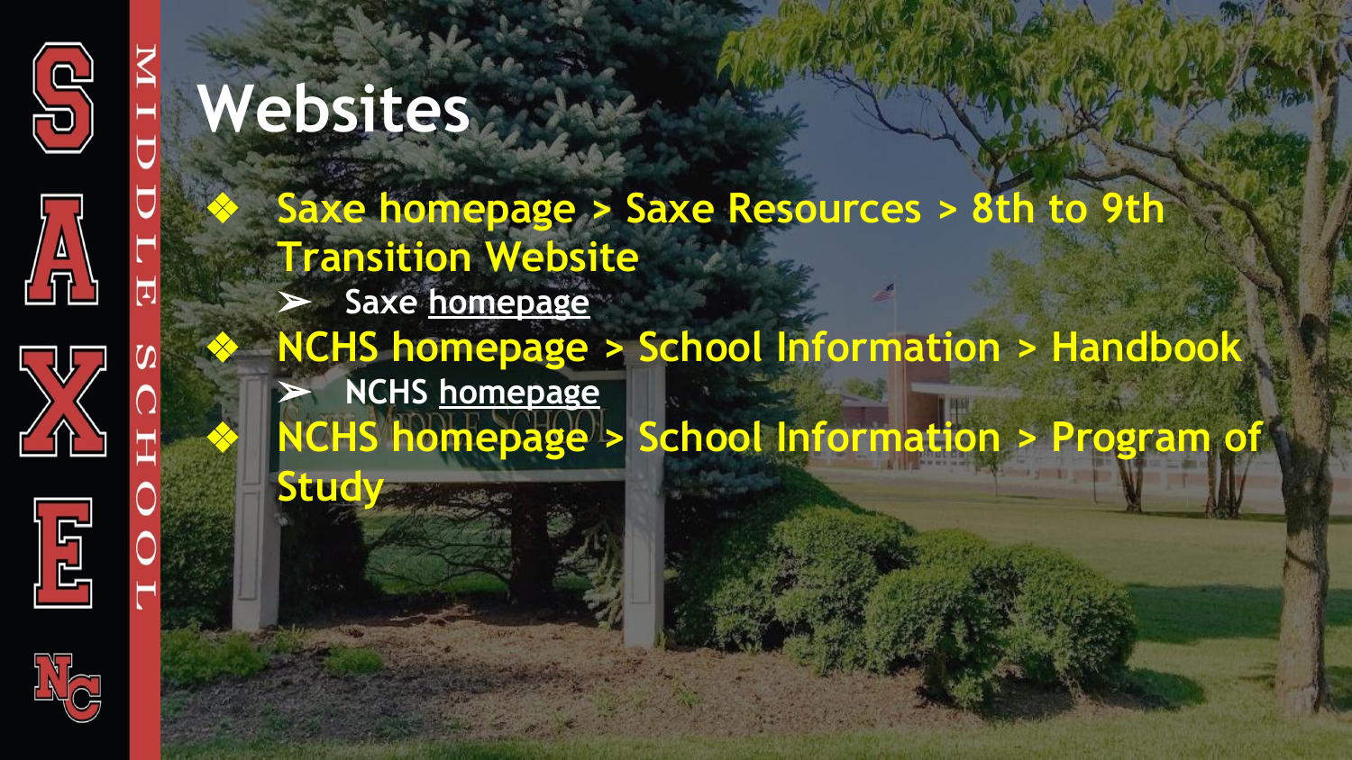# Websites

- Saxe homepage > Saxe Resources > 8th to 9th Transition Website
  - Saxe homepage
- NCHS homepage > School Information > Handbook
  - NCHS homepage
- NCHS homepage > School Information > Program of Study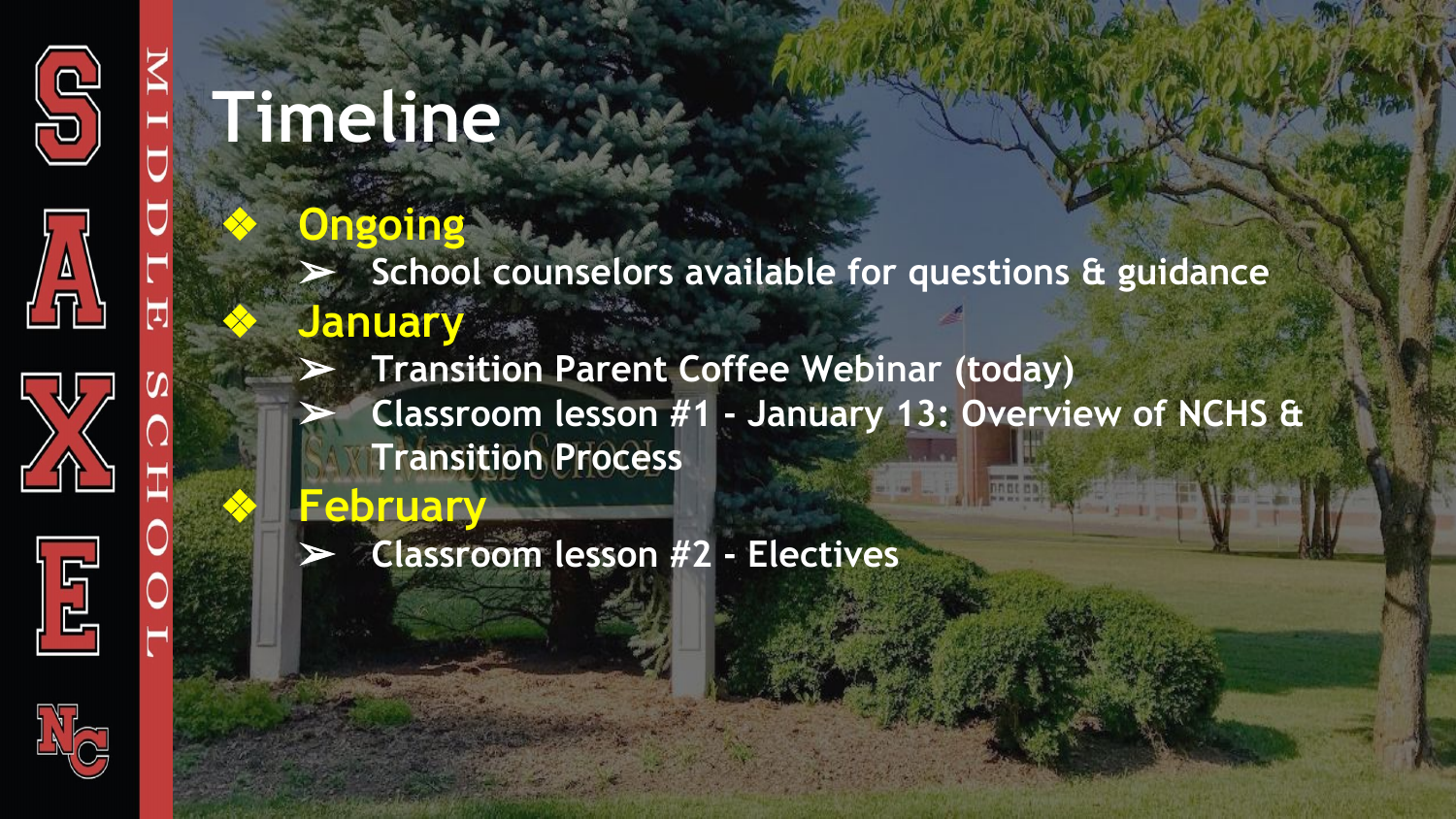# Timeline

- **Ongoing**
  - School counselors available for questions & guidance
- **January**
  - Transition Parent Coffee Webinar (today)
  - Classroom lesson #1 - January 13: Overview of NCHS & Transition Process
- **February**
  - Classroom lesson #2 - Electives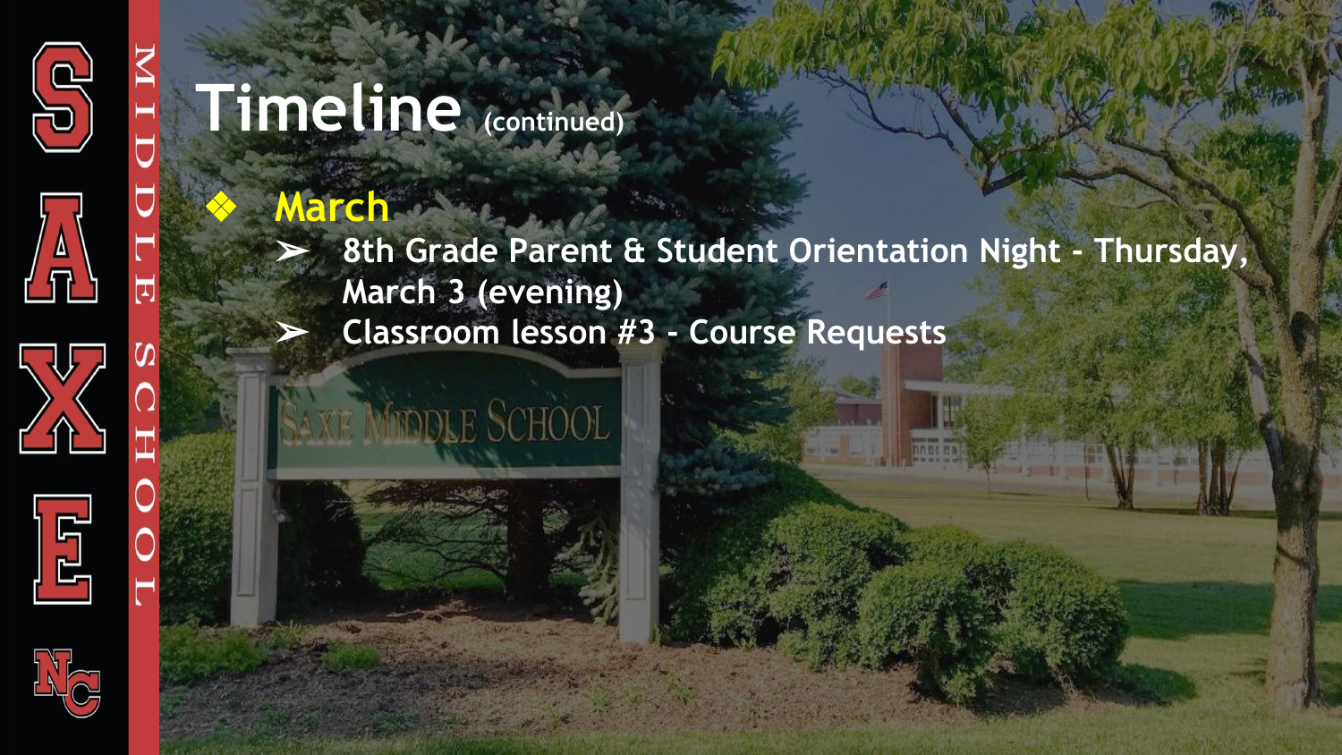# Timeline (continued)

- **March**
  - 8th Grade Parent & Student Orientation Night - Thursday, March 3 (evening)
  - Classroom lesson #3 - Course Requests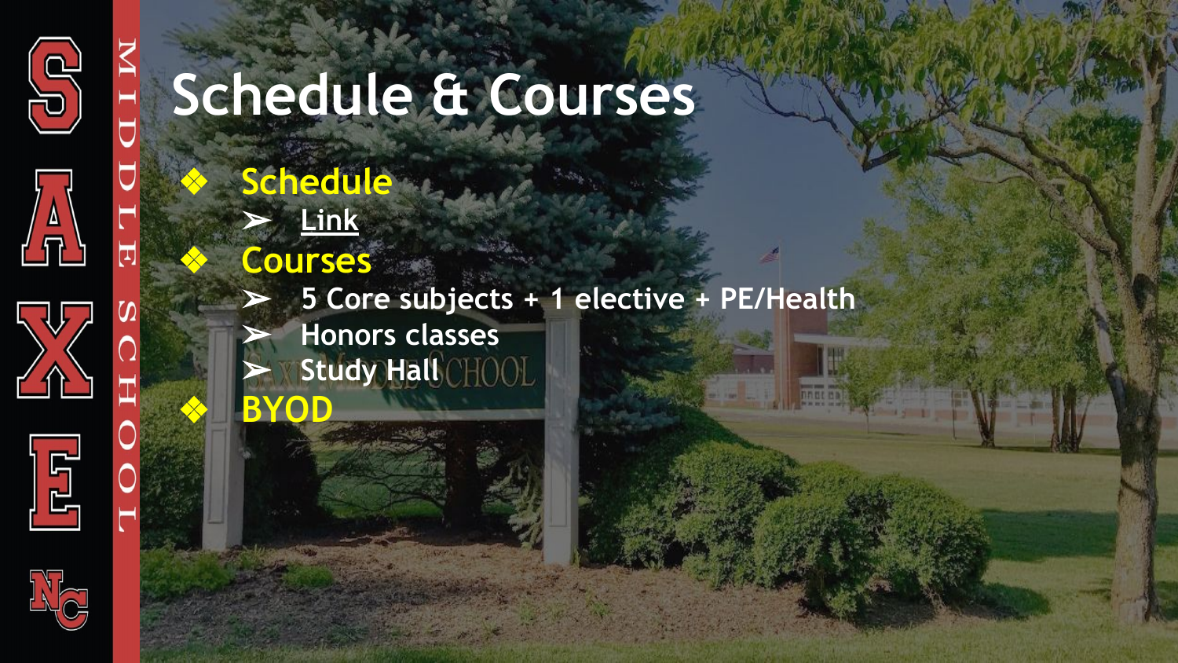# Schedule & Courses

- **Schedule**
  - Link
- **Courses**
  - 5 Core subjects + 1 elective + PE/Health
  - Honors classes
  - Study Hall
- **BYOD**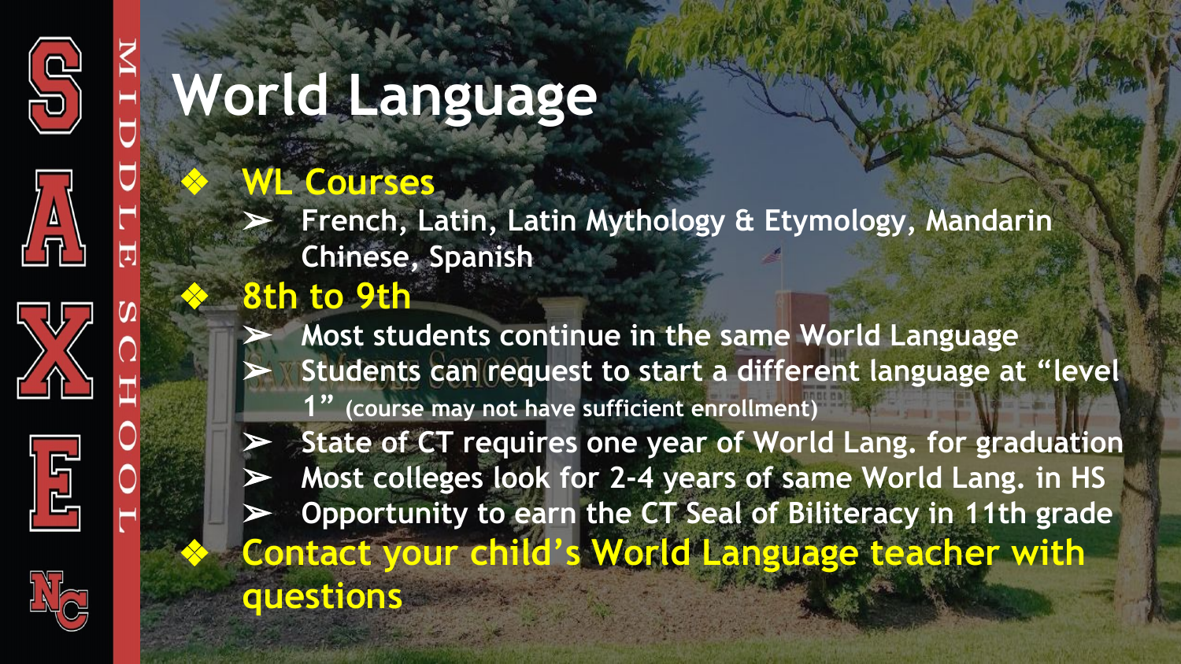# World Language

- **WL Courses**
  - French, Latin, Latin Mythology & Etymology, Mandarin Chinese, Spanish
- **8th to 9th**
  - Most students continue in the same World Language
  - Students can request to start a different language at "level 1" (course may not have sufficient enrollment)
  - State of CT requires one year of World Lang. for graduation
  - Most colleges look for 2-4 years of same World Lang. in HS
  - Opportunity to earn the CT Seal of Biliteracy in 11th grade
- **Contact your child's World Language teacher with questions**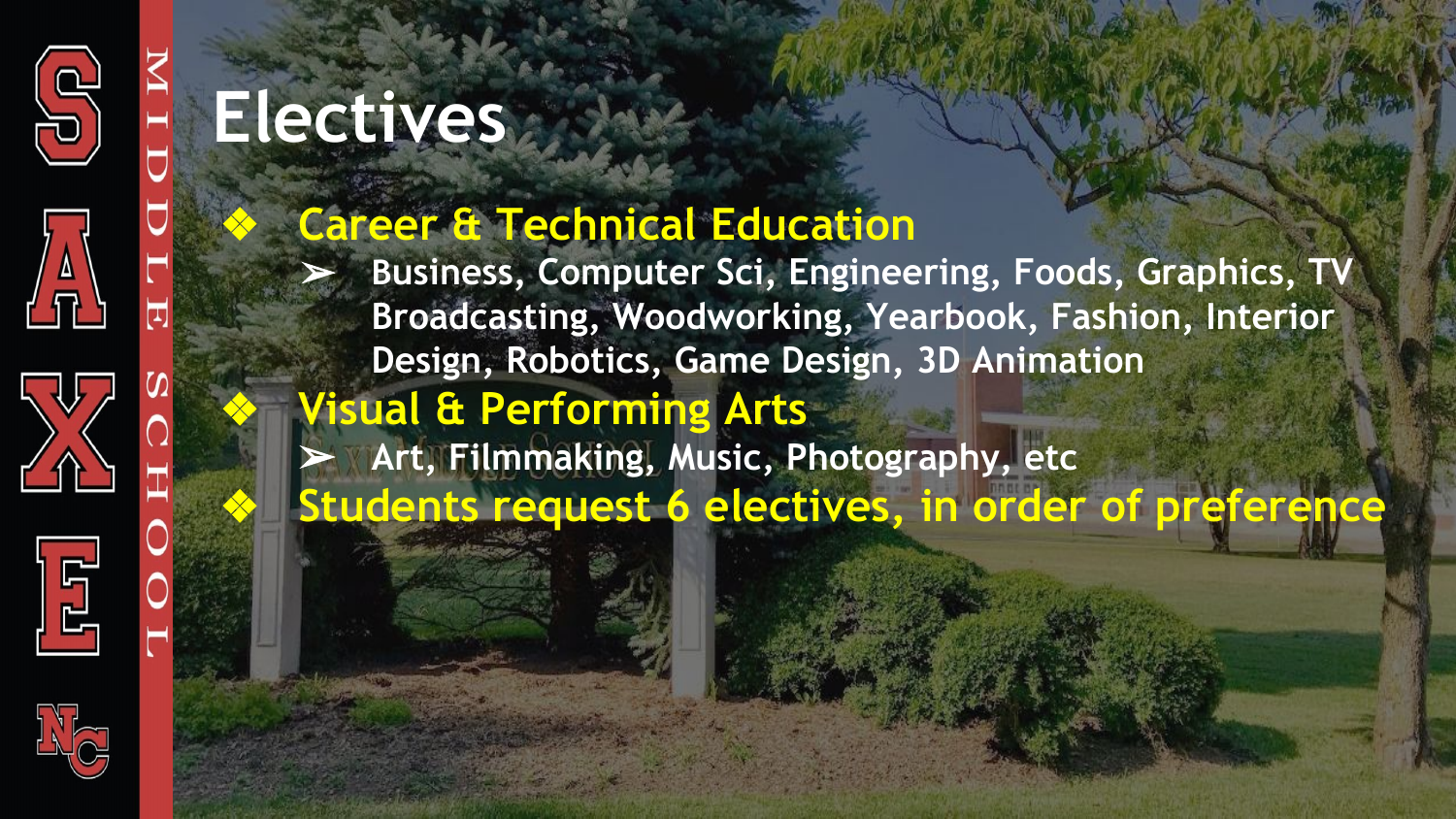# Electives

- **Career & Technical Education**
  - Business, Computer Sci, Engineering, Foods, Graphics, TV Broadcasting, Woodworking, Yearbook, Fashion, Interior Design, Robotics, Game Design, 3D Animation
- **Visual & Performing Arts**
  - Art, Filmmaking, Music, Photography, etc
- **Students request 6 electives, in order of preference**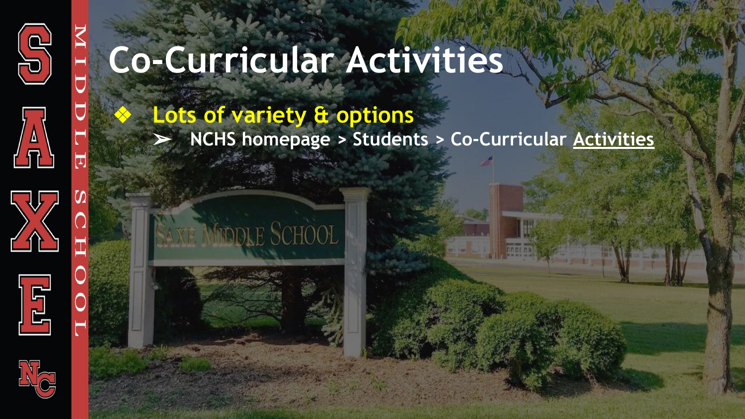# Co-Curricular Activities

- **Lots of variety & options**
  - NCHS homepage > Students > Co-Curricular Activities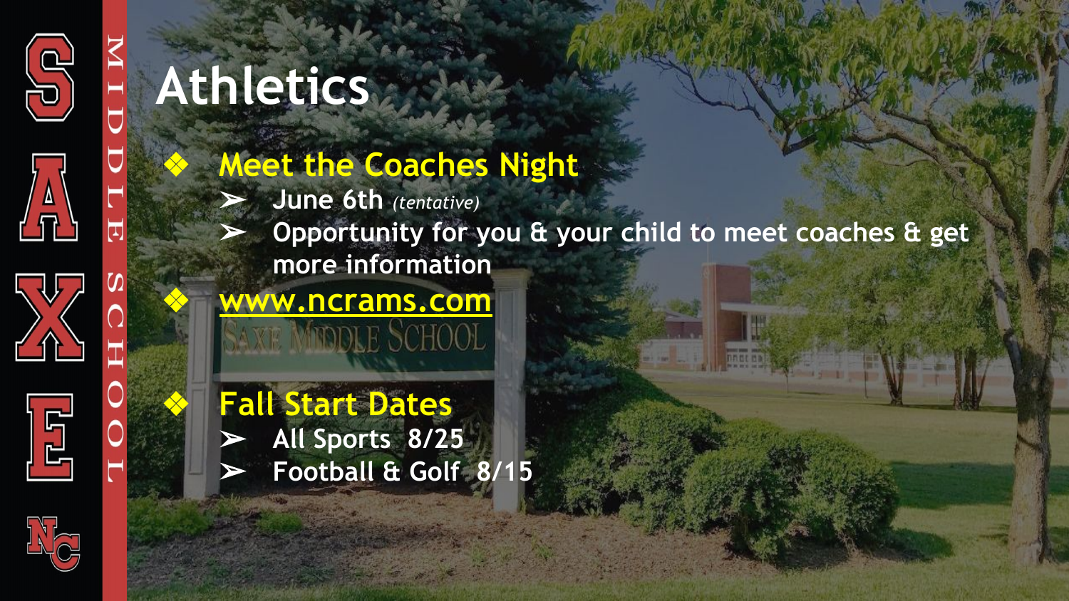# Athletics

- **Meet the Coaches Night**
  - June 6th *(tentative)*
  - Opportunity for you & your child to meet coaches & get more information
- www.ncrams.com
- **Fall Start Dates**
  - All Sports 8/25
  - Football & Golf 8/15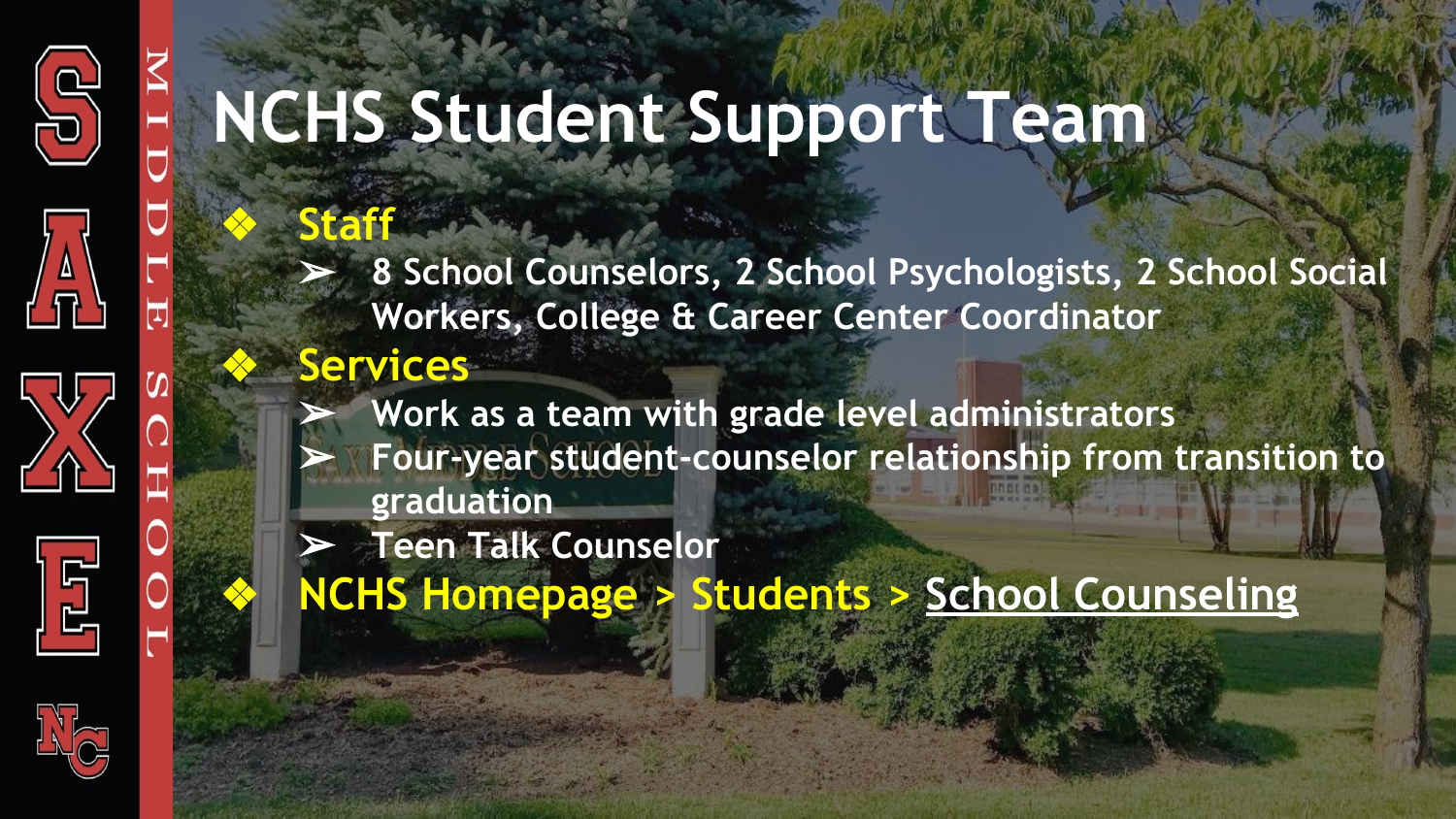# NCHS Student Support Team

- **Staff**
  - 8 School Counselors, 2 School Psychologists, 2 School Social Workers, College & Career Center Coordinator
- **Services**
  - Work as a team with grade level administrators
  - Four-year student-counselor relationship from transition to graduation
  - Teen Talk Counselor
- **NCHS Homepage > Students > School Counseling**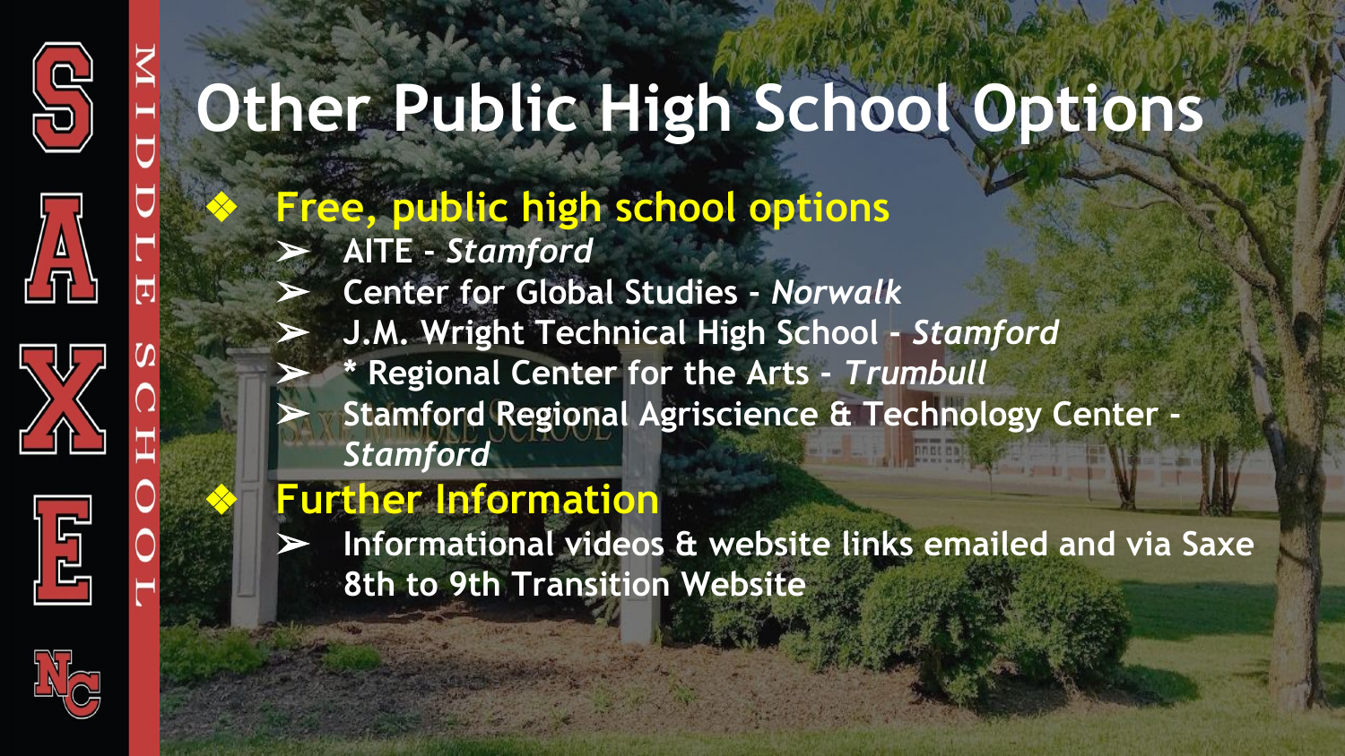# Other Public High School Options

- **Free, public high school options**
  - AITE - *Stamford*
  - Center for Global Studies - *Norwalk*
  - J.M. Wright Technical High School - *Stamford*
  - * Regional Center for the Arts - *Trumbull*
  - Stamford Regional Agriscience & Technology Center - *Stamford*
- **Further Information**
  - Informational videos & website links emailed and via Saxe 8th to 9th Transition Website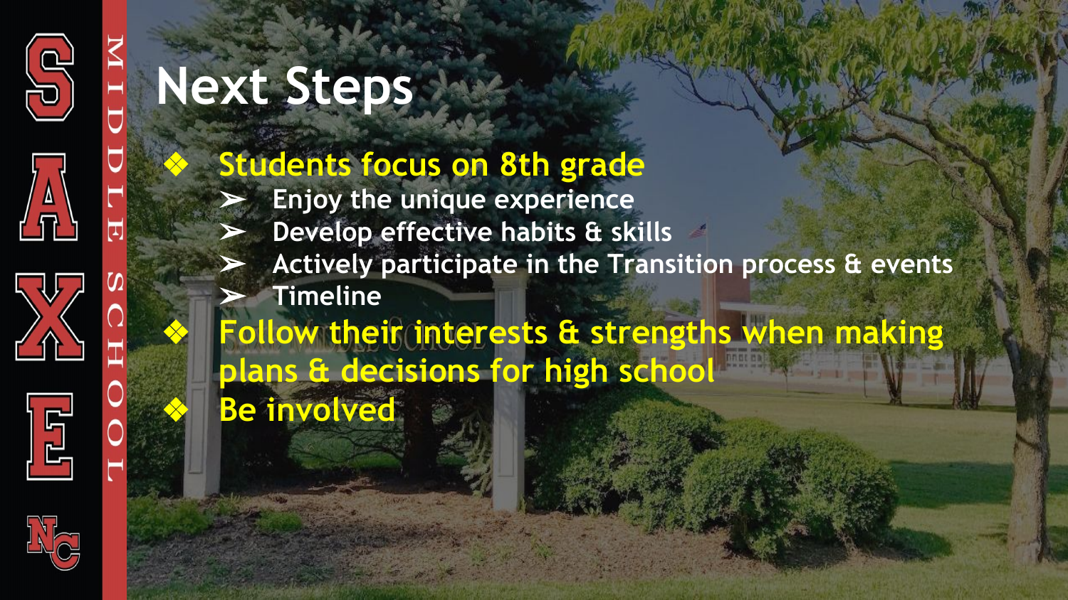# Next Steps

- Students focus on 8th grade
  - Enjoy the unique experience
  - Develop effective habits & skills
  - Actively participate in the Transition process & events
  - Timeline
- Follow their interests & strengths when making plans & decisions for high school
- Be involved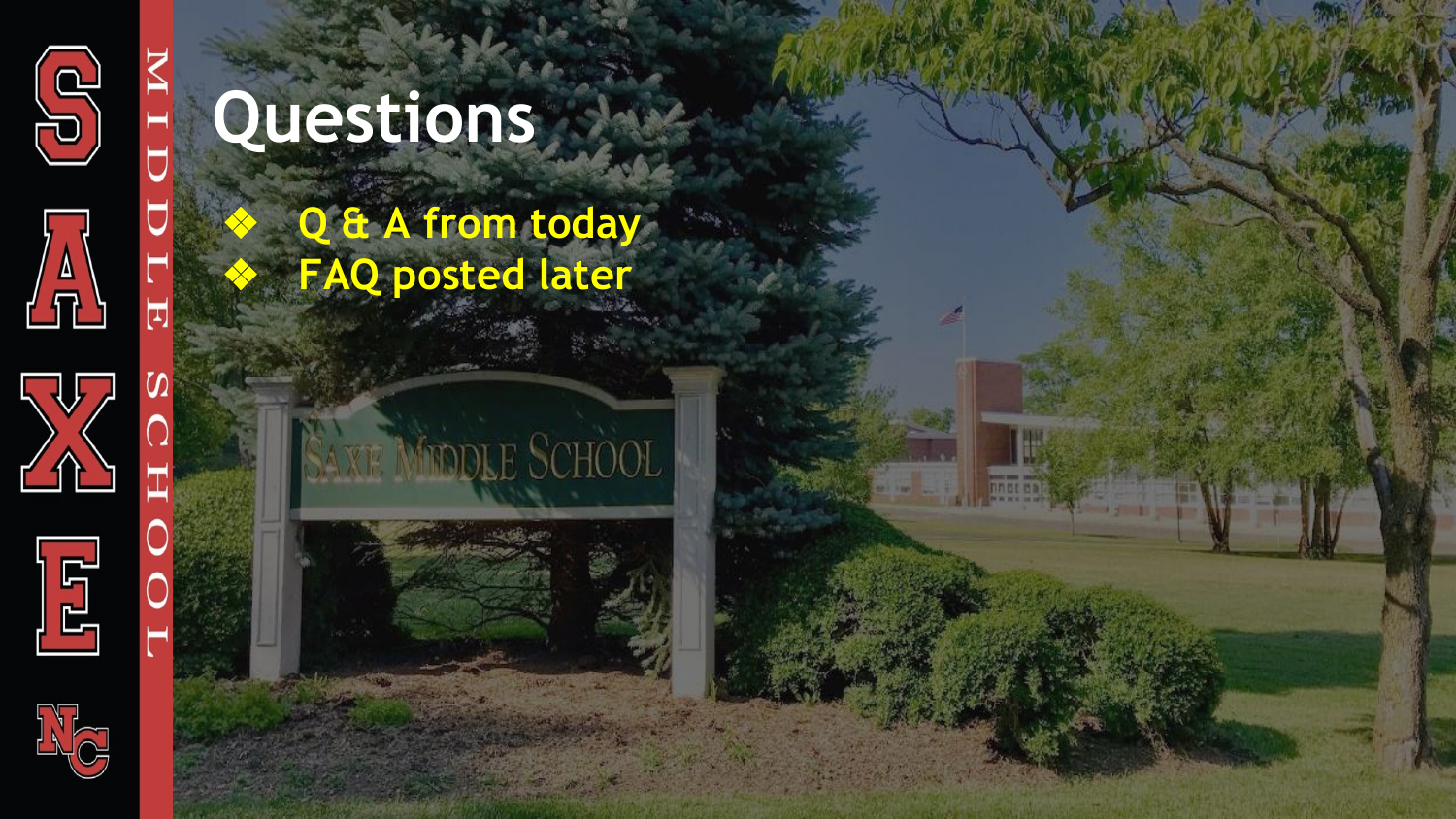# Questions

- Q & A from today
- FAQ posted later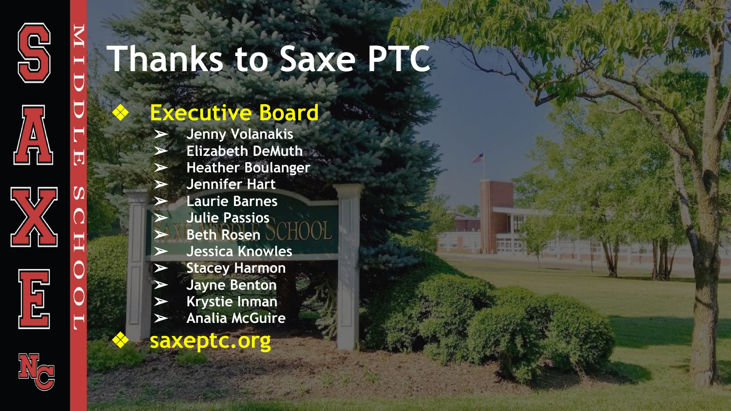# Thanks to Saxe PTC

- **Executive Board**
  - Jenny Volanakis
  - Elizabeth DeMuth
  - Heather Boulanger
  - Jennifer Hart
  - Laurie Barnes
  - Julie Passios
  - Beth Rosen
  - Jessica Knowles
  - Stacey Harmon
  - Jayne Benton
  - Krystie Inman
  - Analia McGuire
- **saxeptc.org**